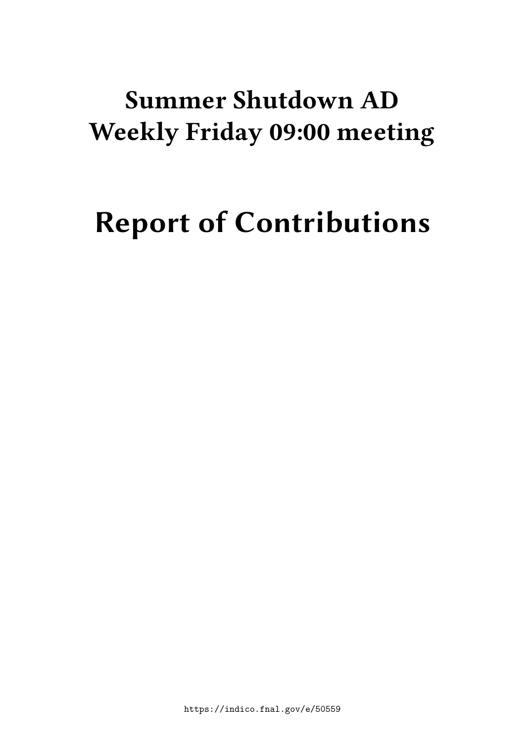# Summer Shutdown AD Weekly Friday 09:00 meeting

# Report of Contributions

https://indico.fnal.gov/e/50559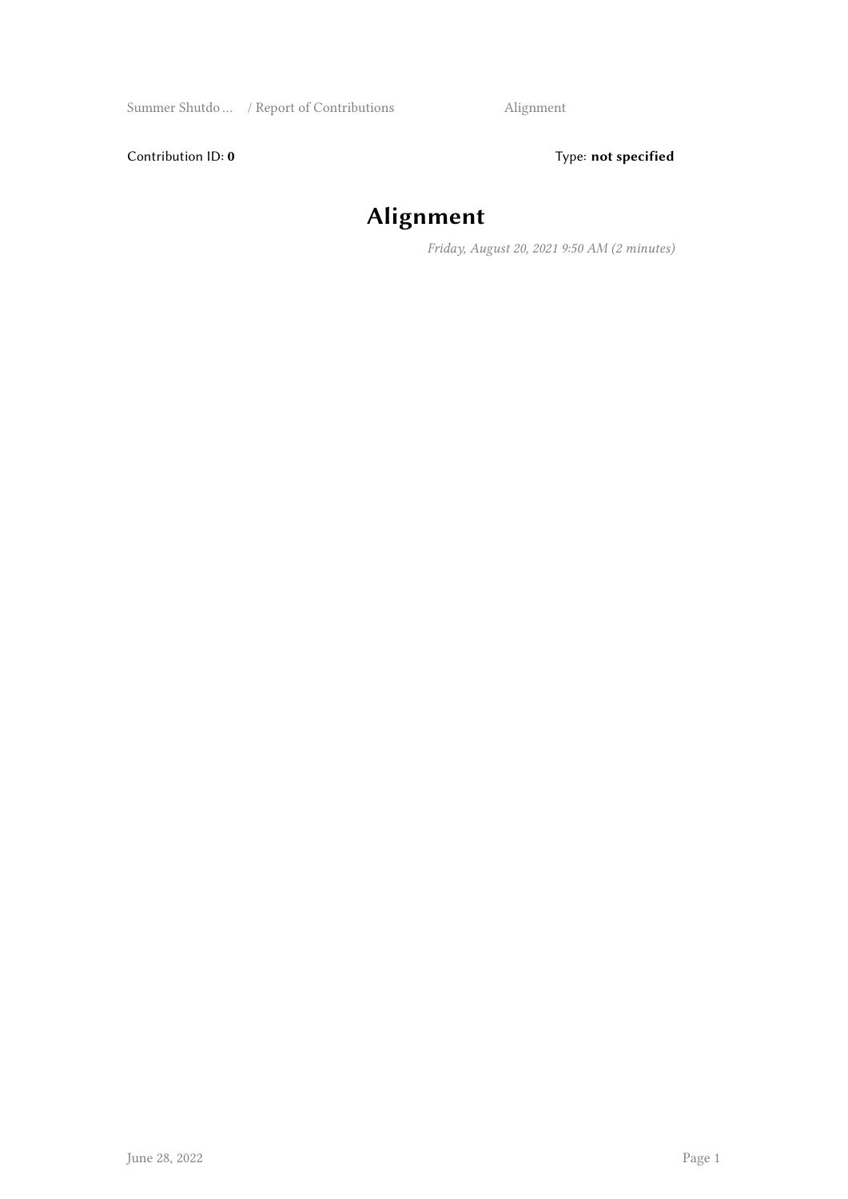Contribution ID: **0**

Type: **not specified**

# Alignment

*Friday, August 20, 2021 9:50 AM (2 minutes)*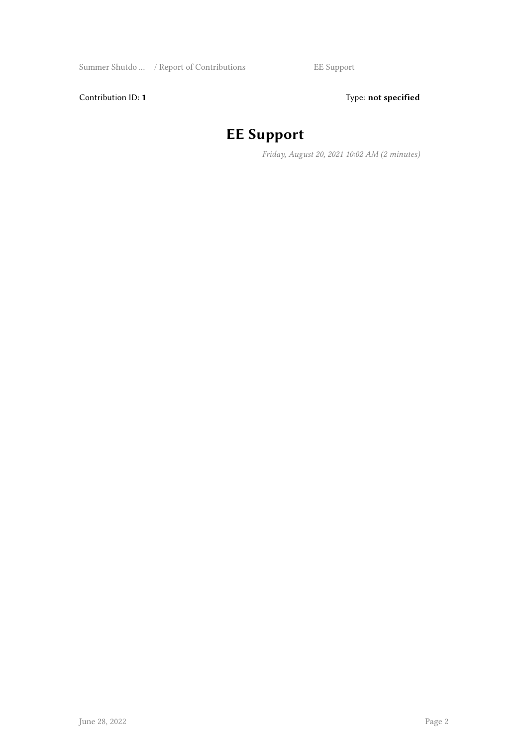Contribution ID: **1** Type: **not specified**

# EE Support

*Friday, August 20, 2021 10:02 AM (2 minutes)*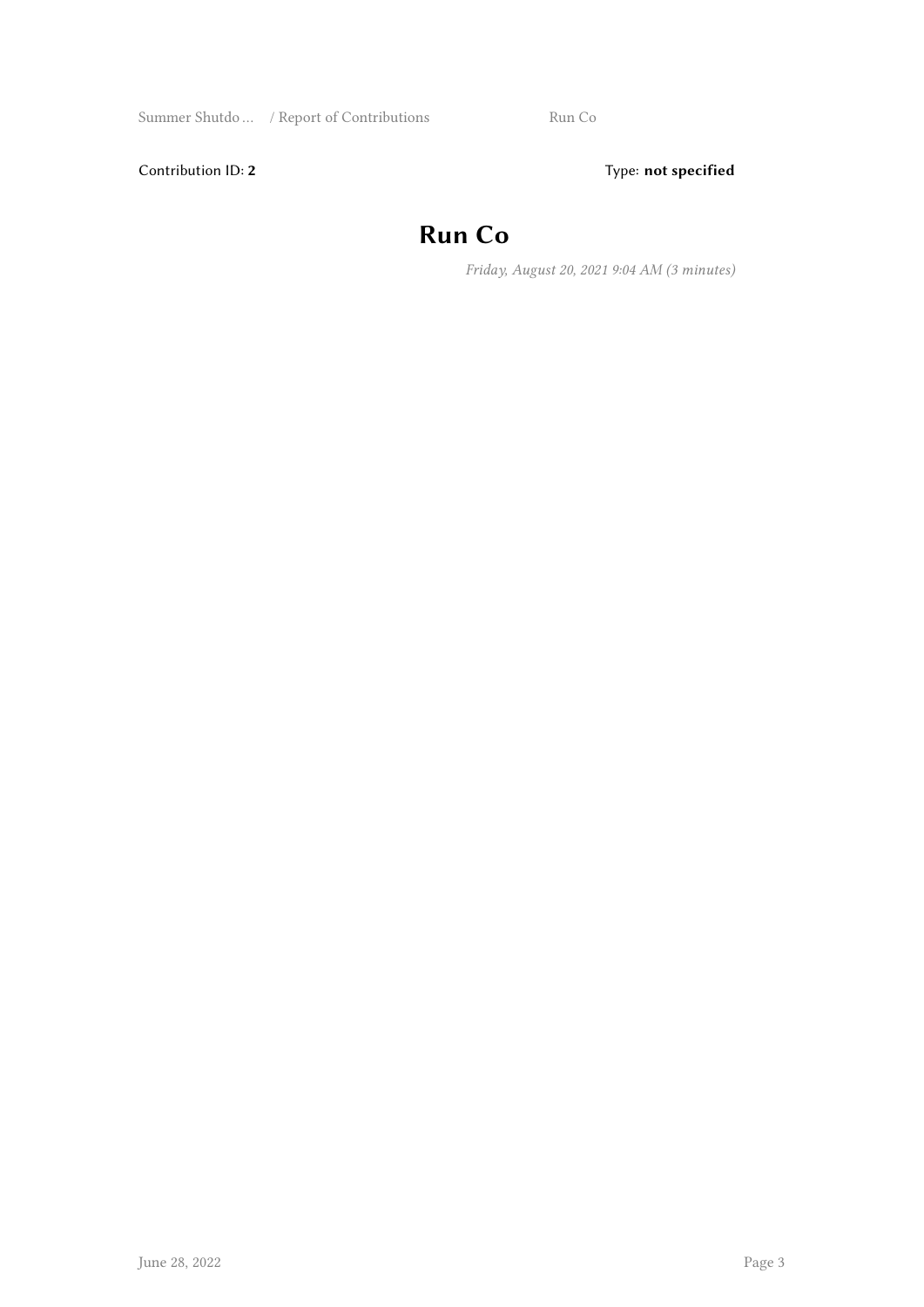Contribution ID: **2** Type: **not specified**

# Run Co

*Friday, August 20, 2021 9:04 AM (3 minutes)*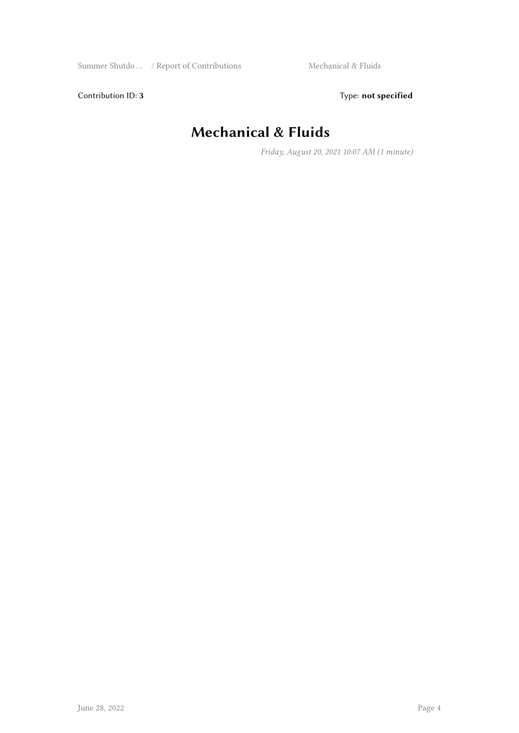Contribution ID: **3** Type: **not specified**

# Mechanical & Fluids

*Friday, August 20, 2021 10:07 AM (1 minute)*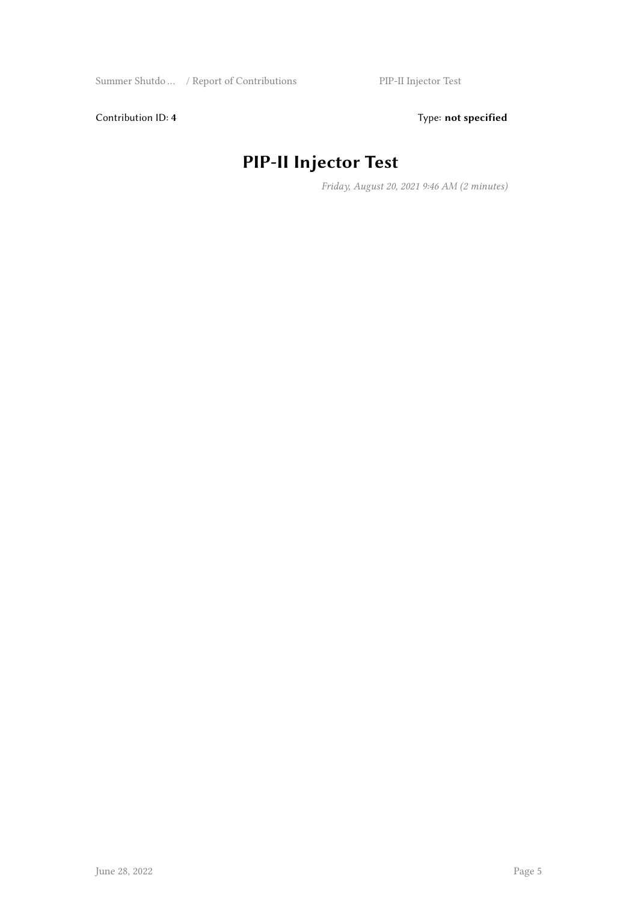Contribution ID: **4** Type: **not specified**

# PIP-II Injector Test

*Friday, August 20, 2021 9:46 AM (2 minutes)*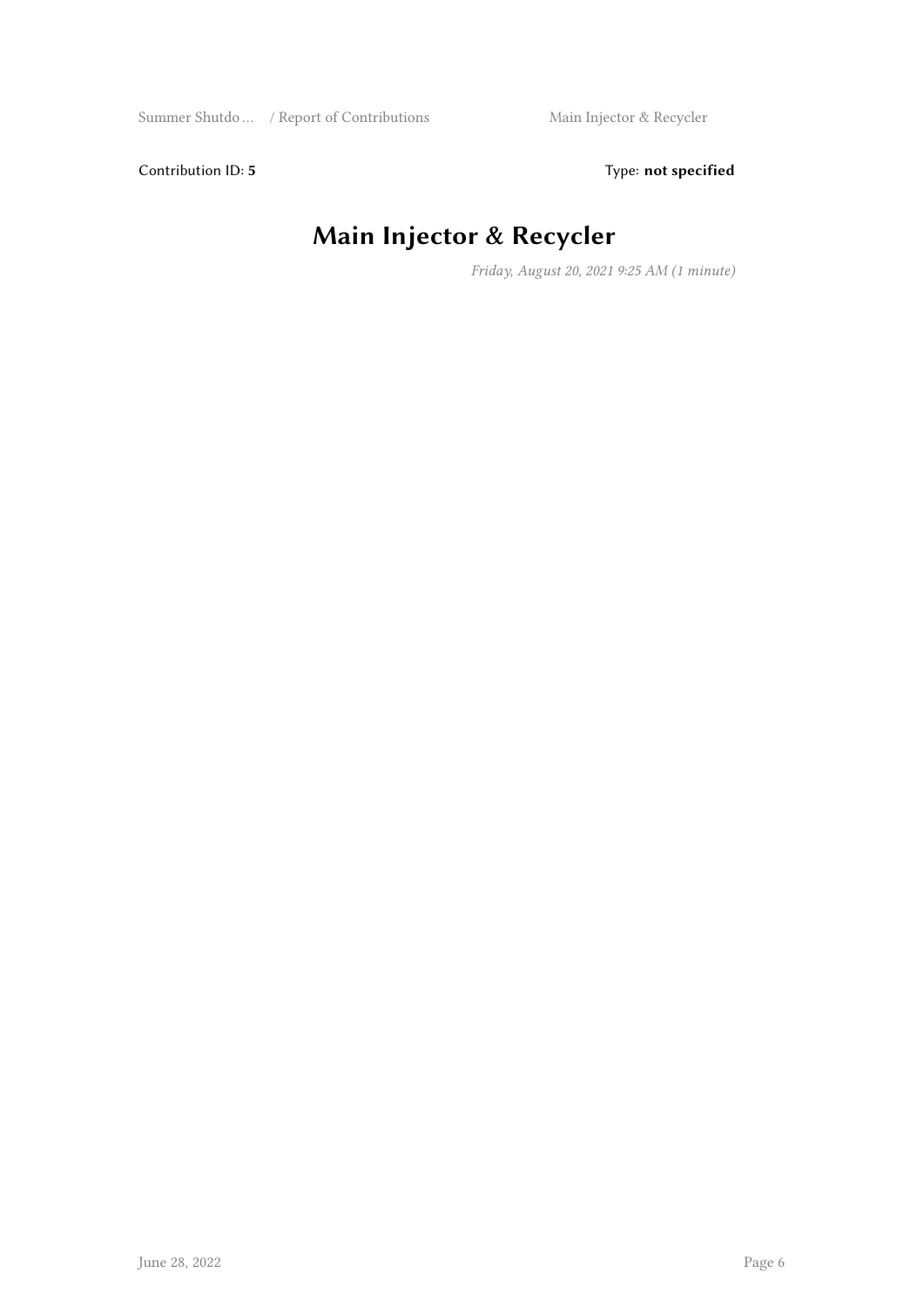Contribution ID: **5** Type: **not specified**

# Main Injector & Recycler

*Friday, August 20, 2021 9:25 AM (1 minute)*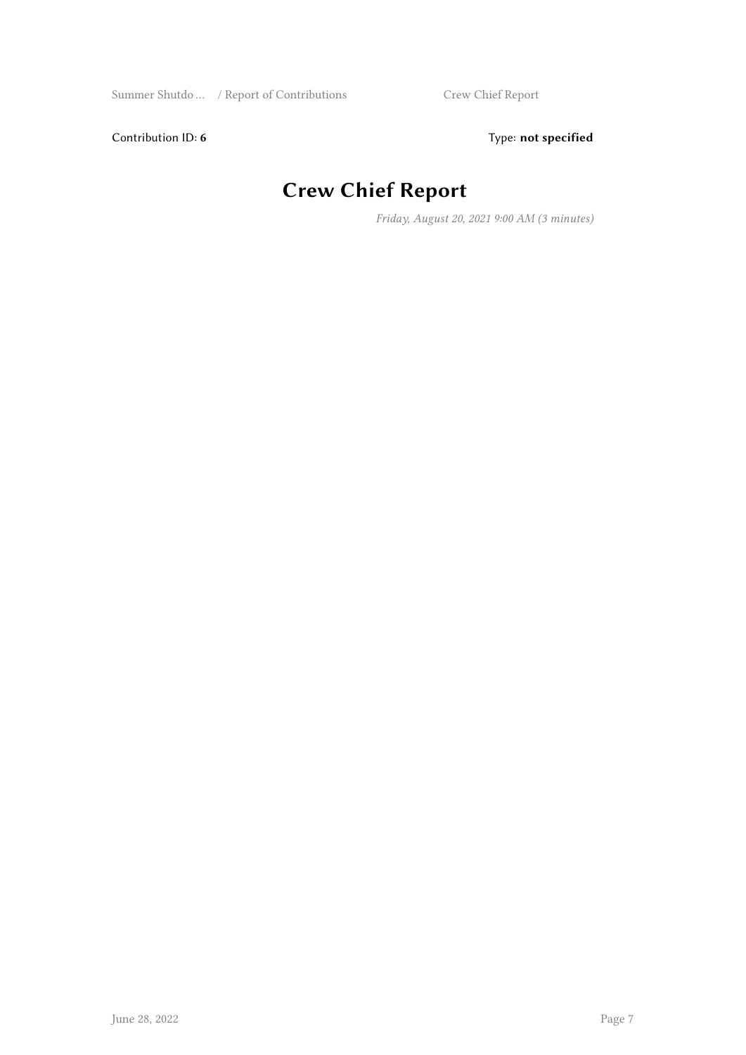Contribution ID: **6** Type: **not specified**

# Crew Chief Report

*Friday, August 20, 2021 9:00 AM (3 minutes)*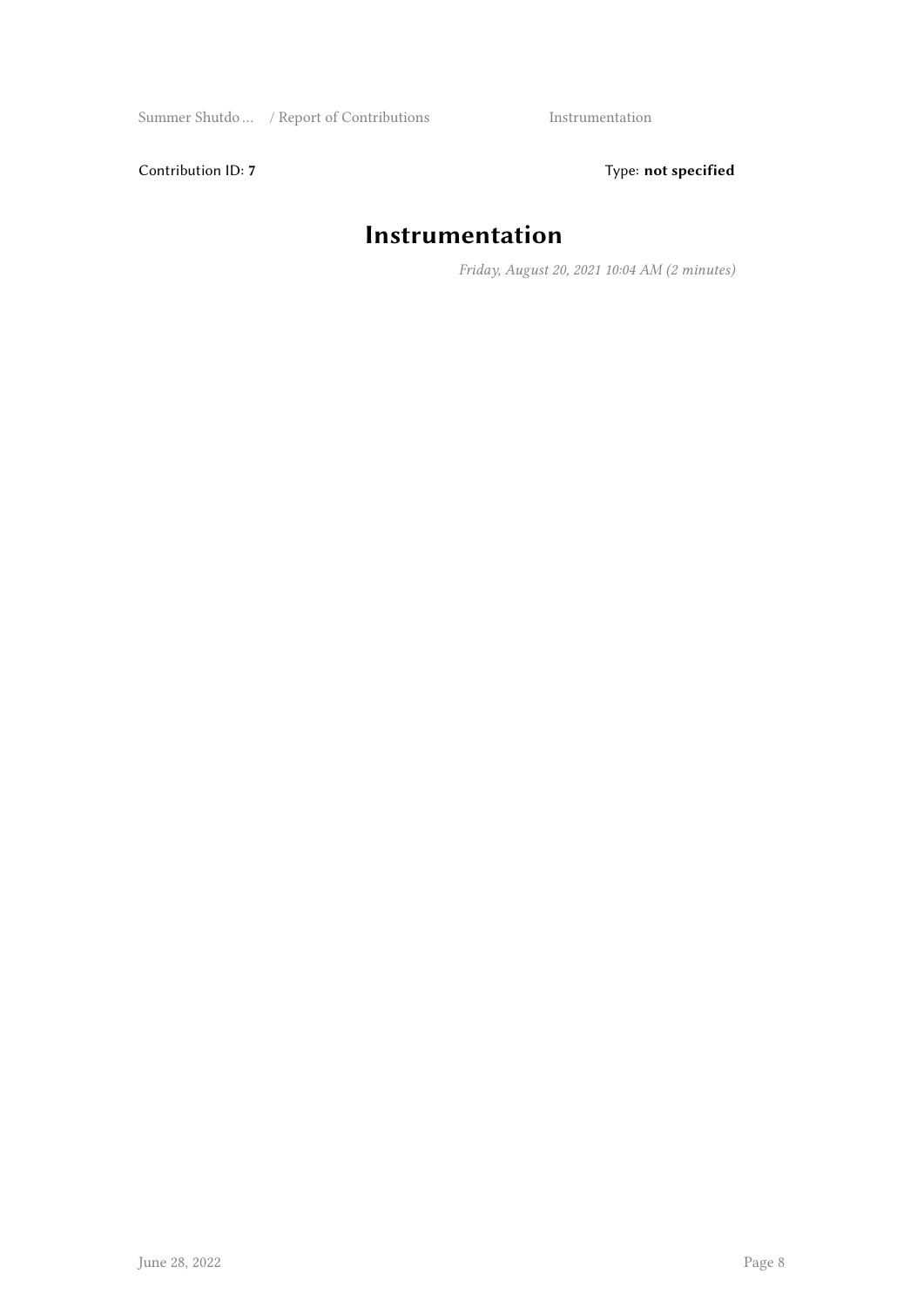Contribution ID: **7**

Type: **not specified**

# Instrumentation

*Friday, August 20, 2021 10:04 AM (2 minutes)*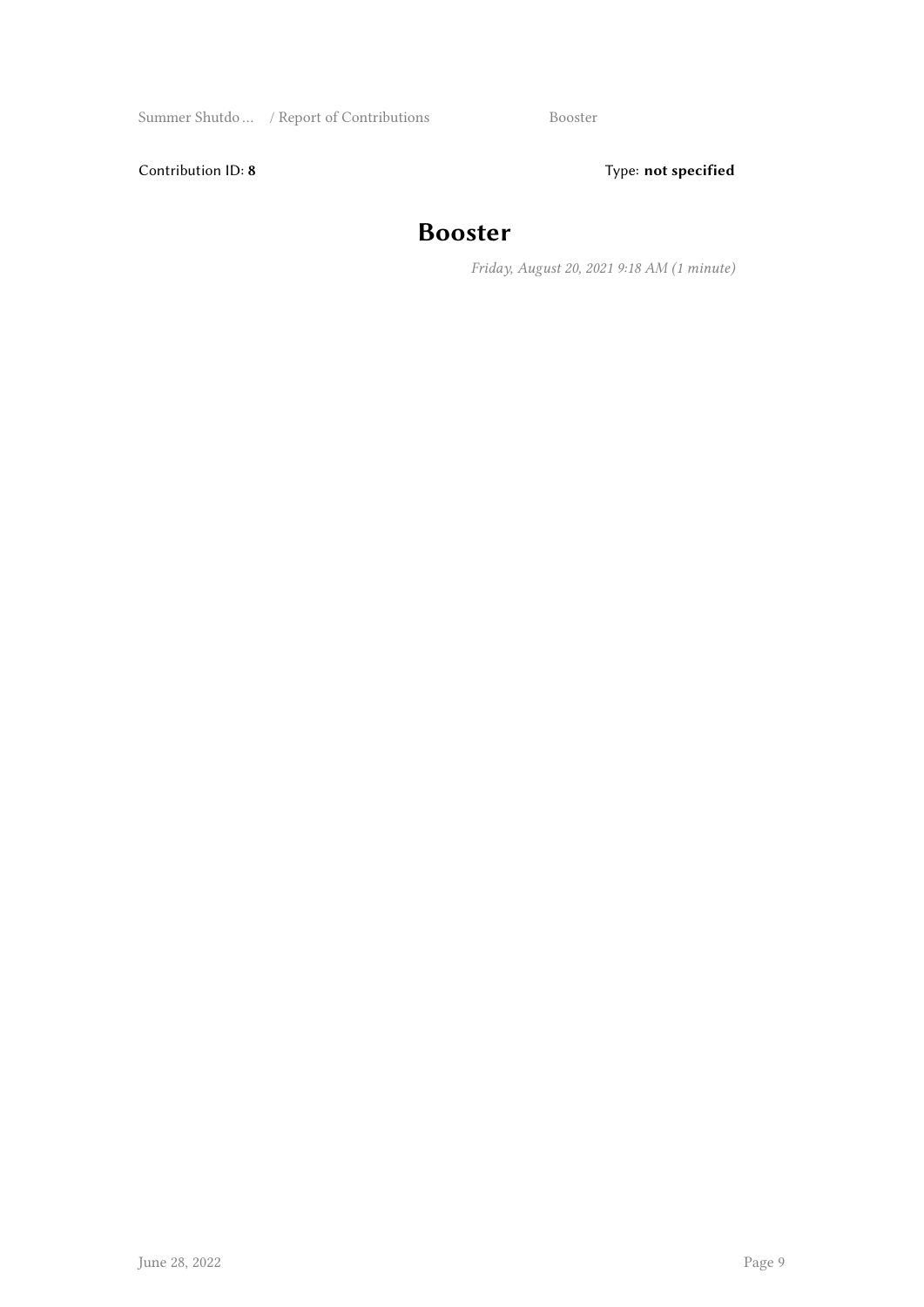Contribution ID: **8** Type: **not specified**

# Booster

*Friday, August 20, 2021 9:18 AM (1 minute)*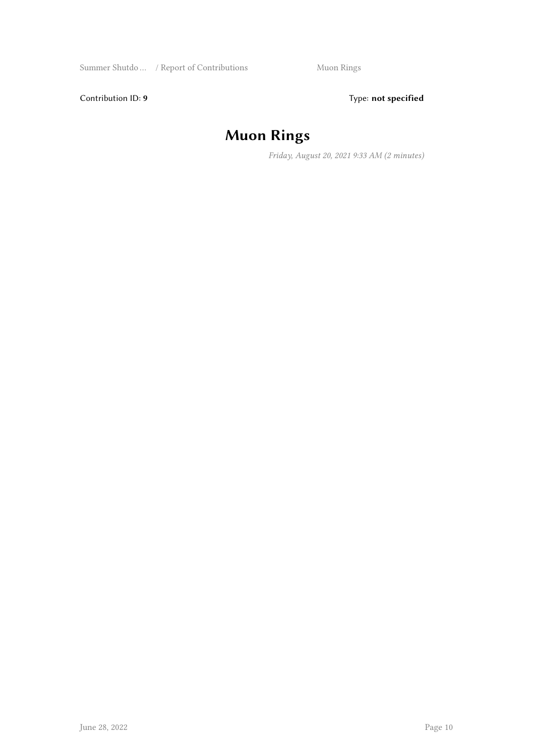Contribution ID: **9** Type: **not specified**

# Muon Rings

*Friday, August 20, 2021 9:33 AM (2 minutes)*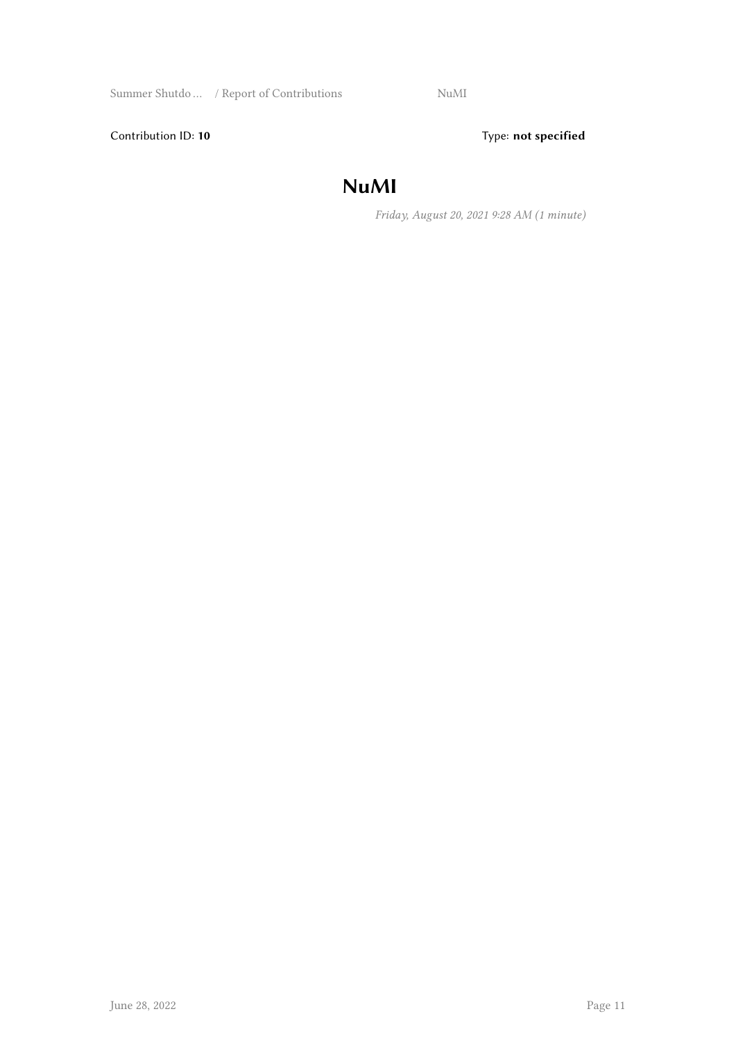Contribution ID: **10** Type: **not specified**

# NuMI

*Friday, August 20, 2021 9:28 AM (1 minute)*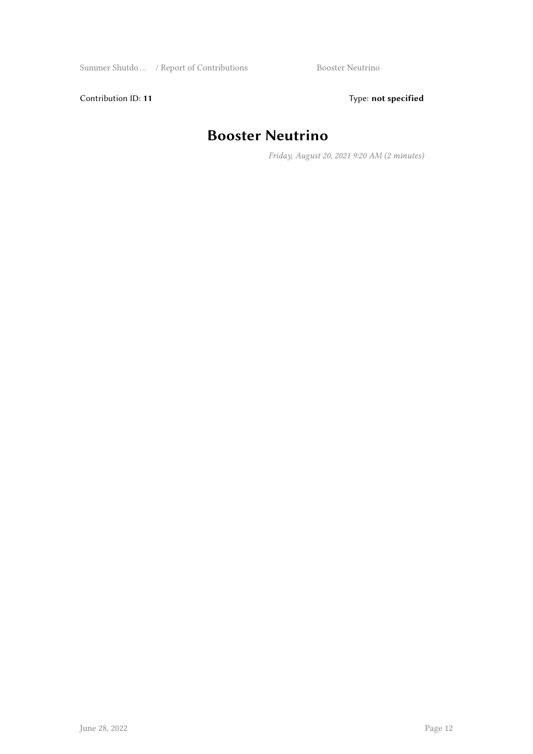Contribution ID: **11**

Type: **not specified**

# Booster Neutrino

*Friday, August 20, 2021 9:20 AM (2 minutes)*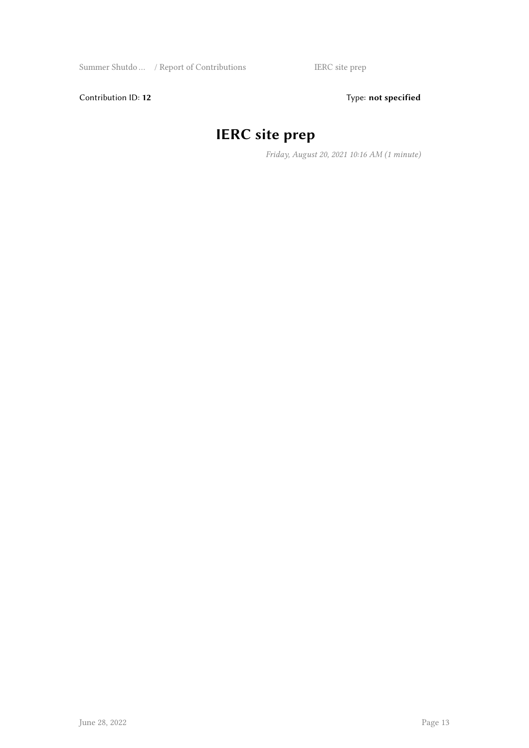Contribution ID: **12** Type: **not specified**

# IERC site prep

*Friday, August 20, 2021 10:16 AM (1 minute)*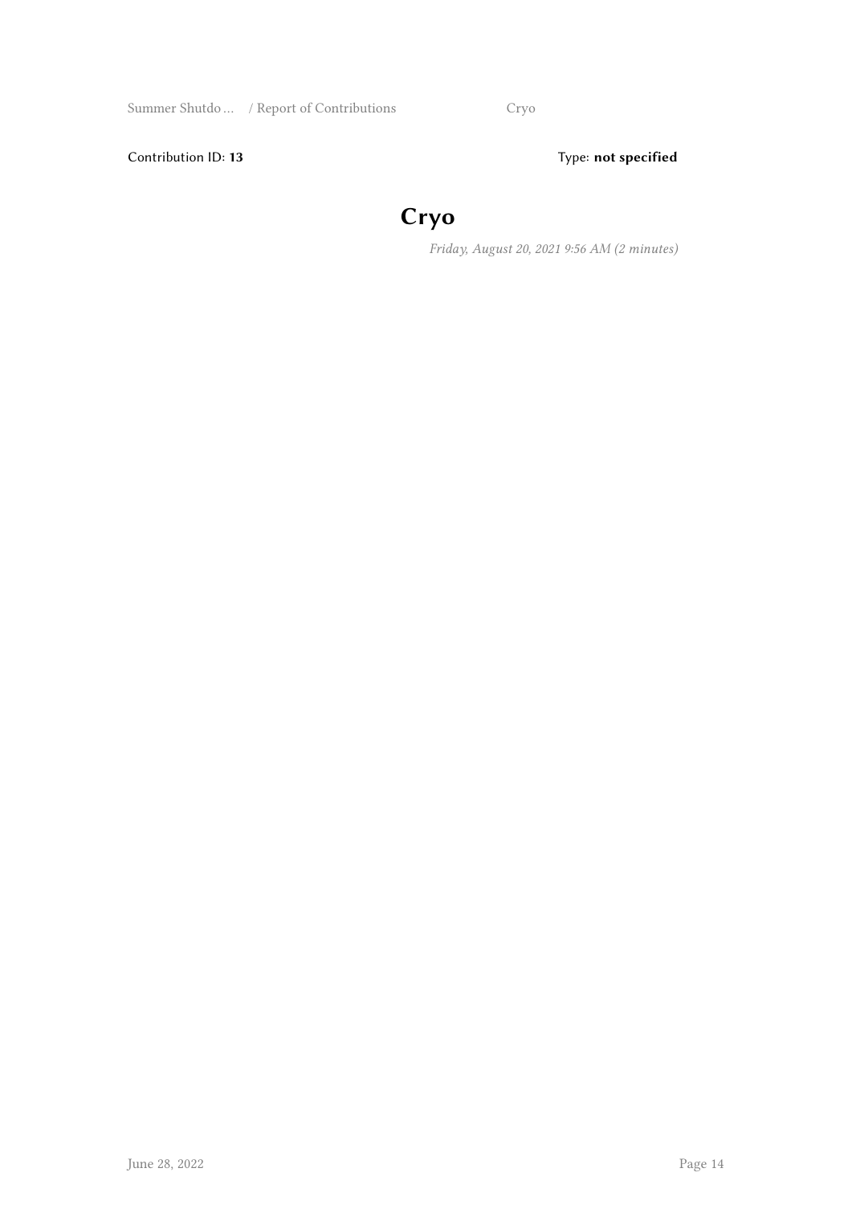Contribution ID: **13**

Type: **not specified**

# Cryo

*Friday, August 20, 2021 9:56 AM (2 minutes)*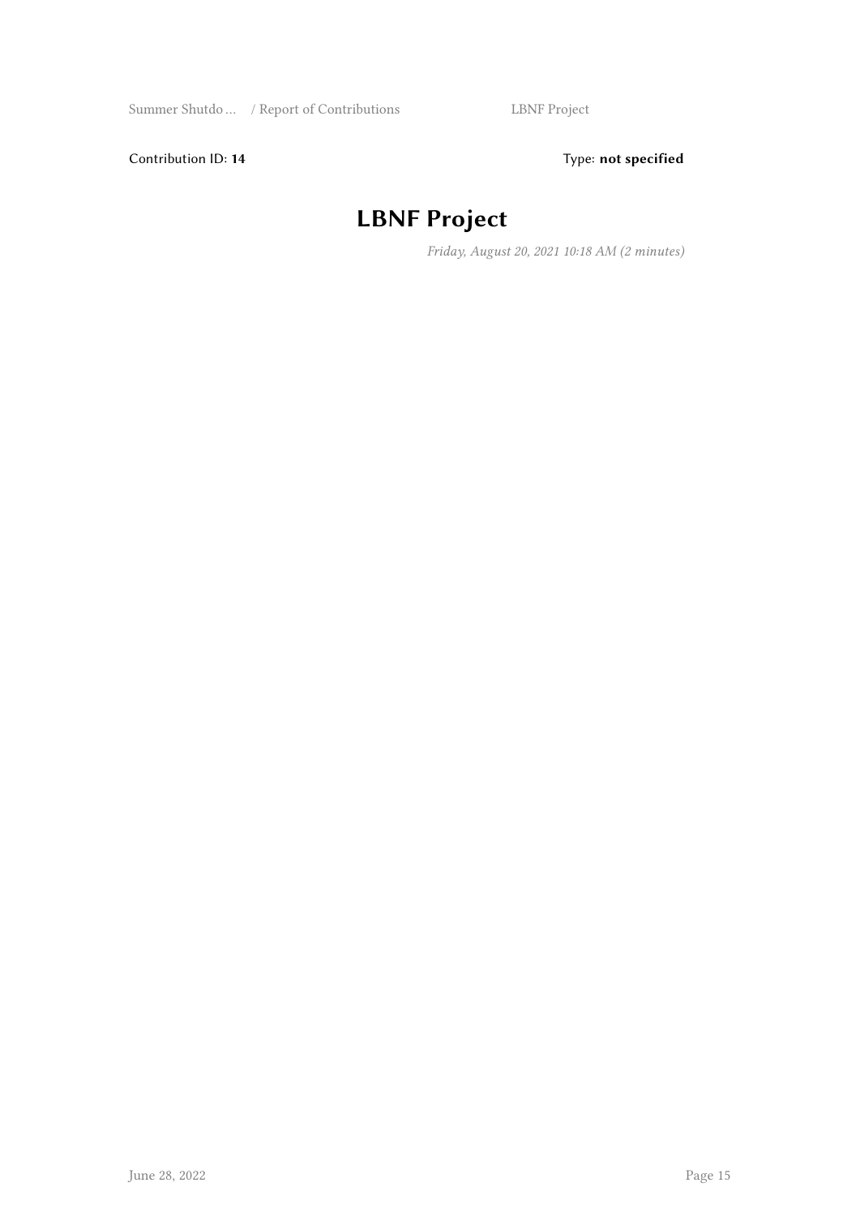Contribution ID: **14** Type: **not specified**

# LBNF Project

*Friday, August 20, 2021 10:18 AM (2 minutes)*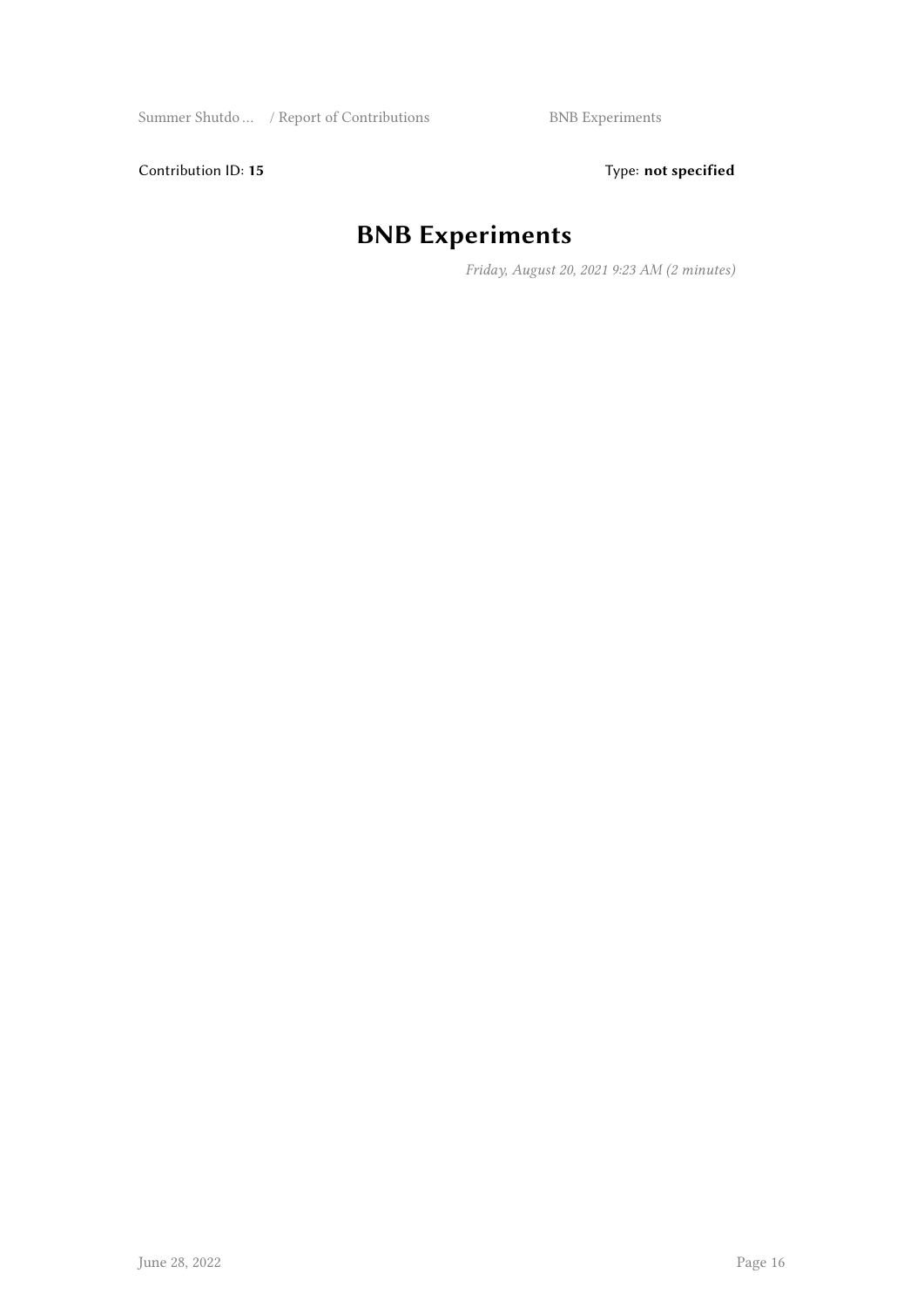Contribution ID: **15**

Type: **not specified**

# BNB Experiments

*Friday, August 20, 2021 9:23 AM (2 minutes)*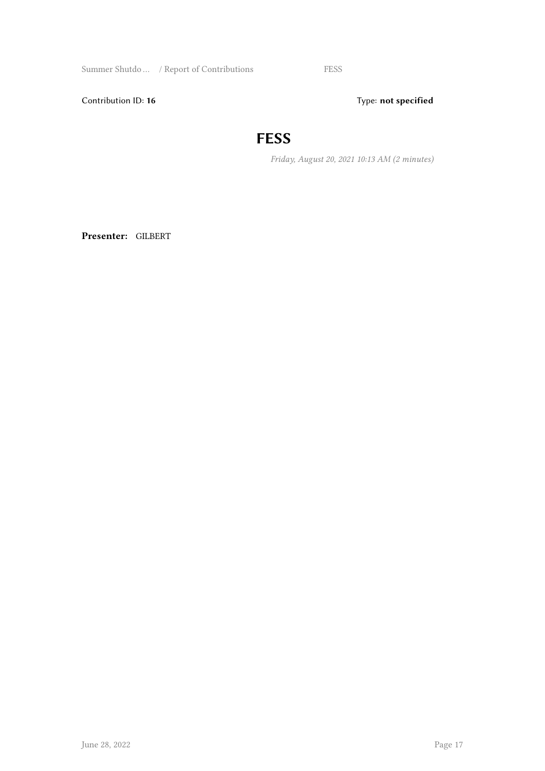Contribution ID: **16** Type: **not specified**

# FESS

*Friday, August 20, 2021 10:13 AM (2 minutes)*

**Presenter:** GILBERT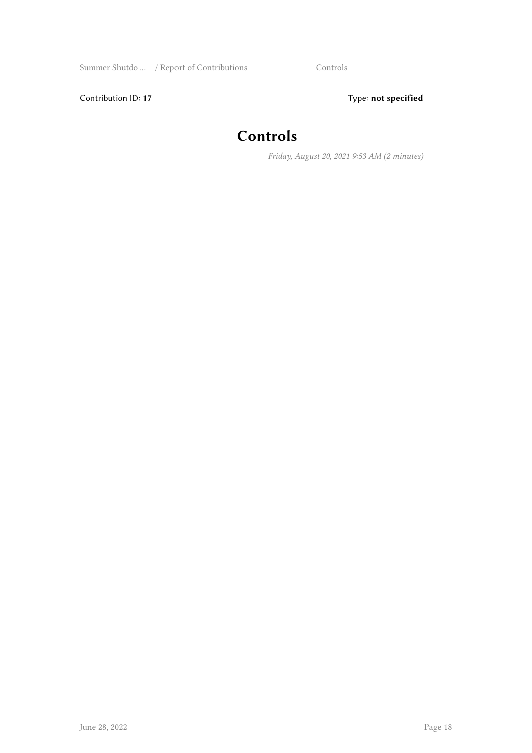Contribution ID: **17** Type: **not specified**

# Controls

*Friday, August 20, 2021 9:53 AM (2 minutes)*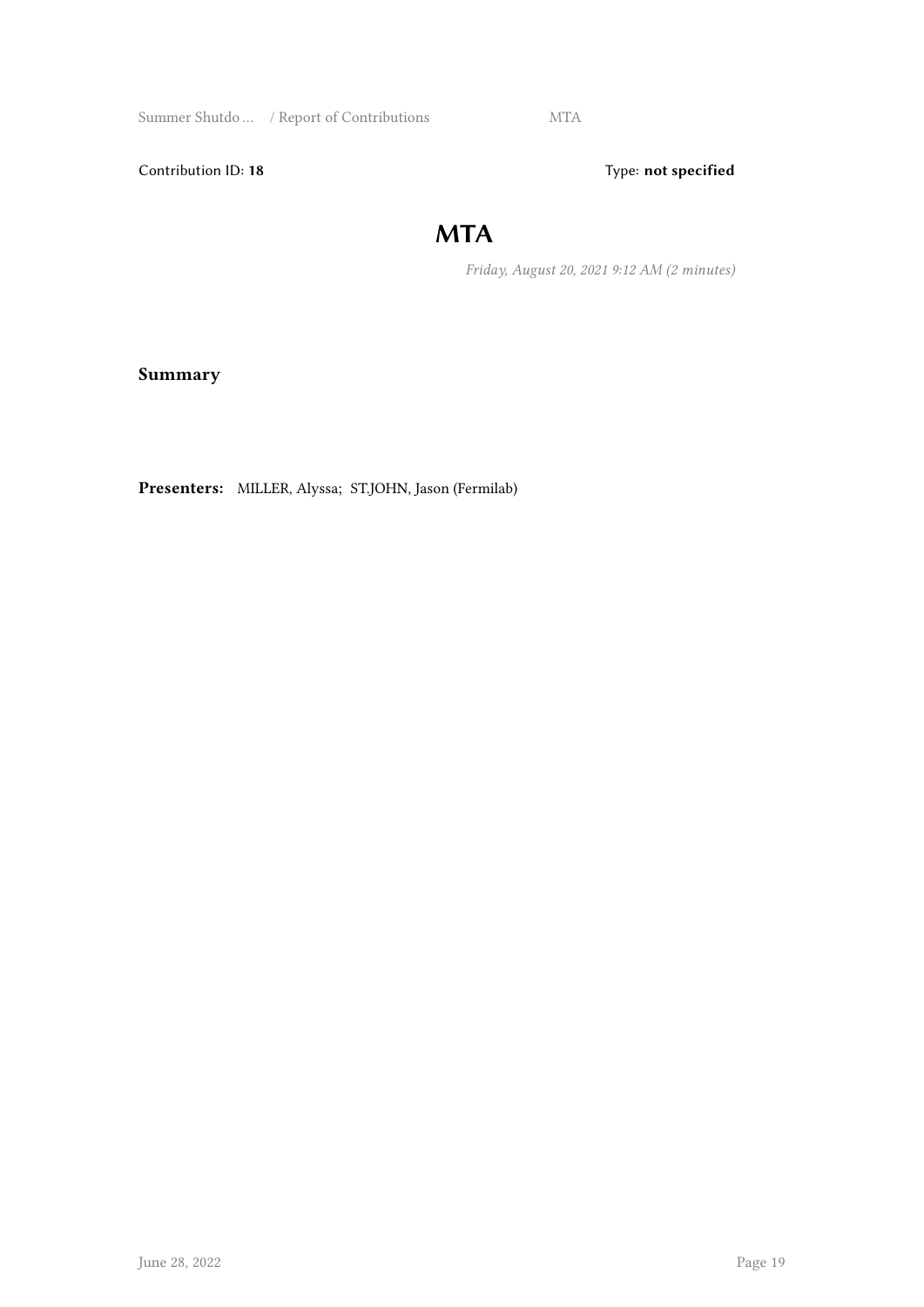Contribution ID: **18** Type: **not specified**

# MTA

*Friday, August 20, 2021 9:12 AM (2 minutes)*

**Summary**

**Presenters:** MILLER, Alyssa; ST.JOHN, Jason (Fermilab)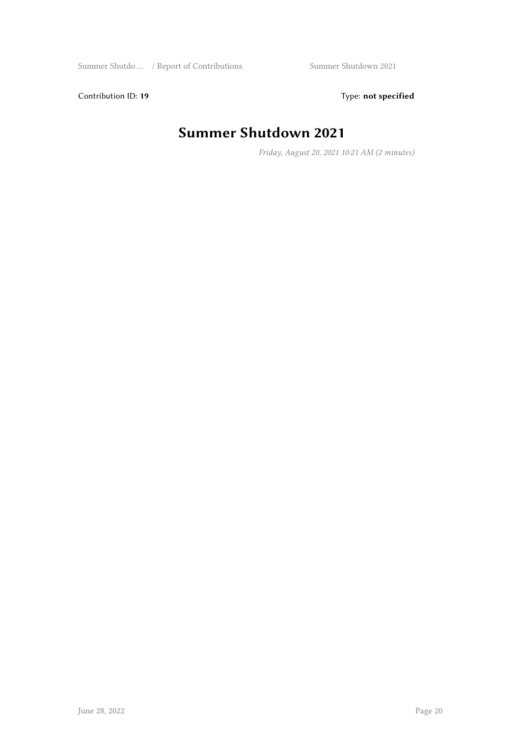Contribution ID: **19** Type: **not specified**

# Summer Shutdown 2021

*Friday, August 20, 2021 10:21 AM (2 minutes)*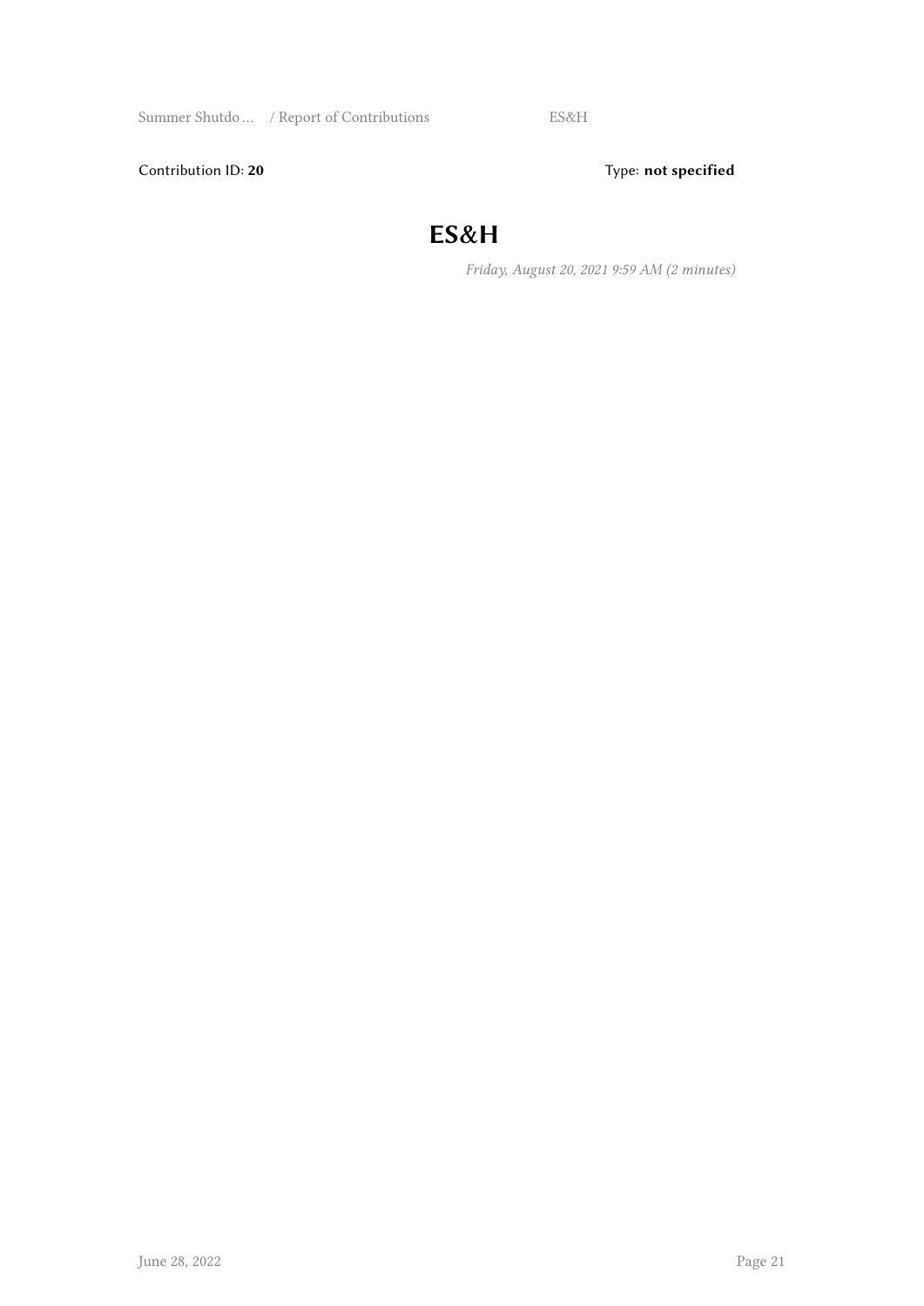Contribution ID: **20** Type: **not specified**

# ES&H

*Friday, August 20, 2021 9:59 AM (2 minutes)*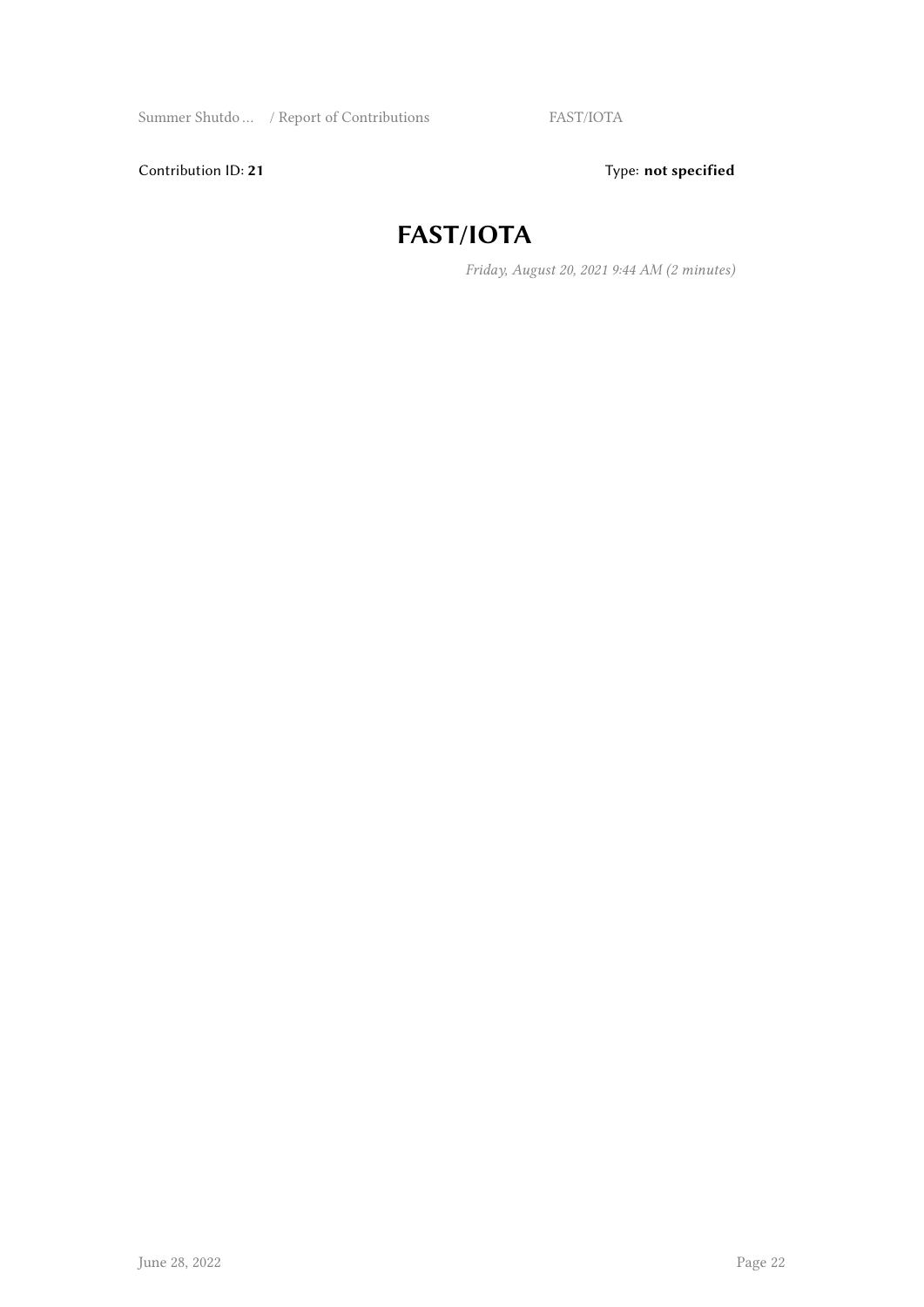Contribution ID: **21** Type: **not specified**

# FAST/IOTA

*Friday, August 20, 2021 9:44 AM (2 minutes)*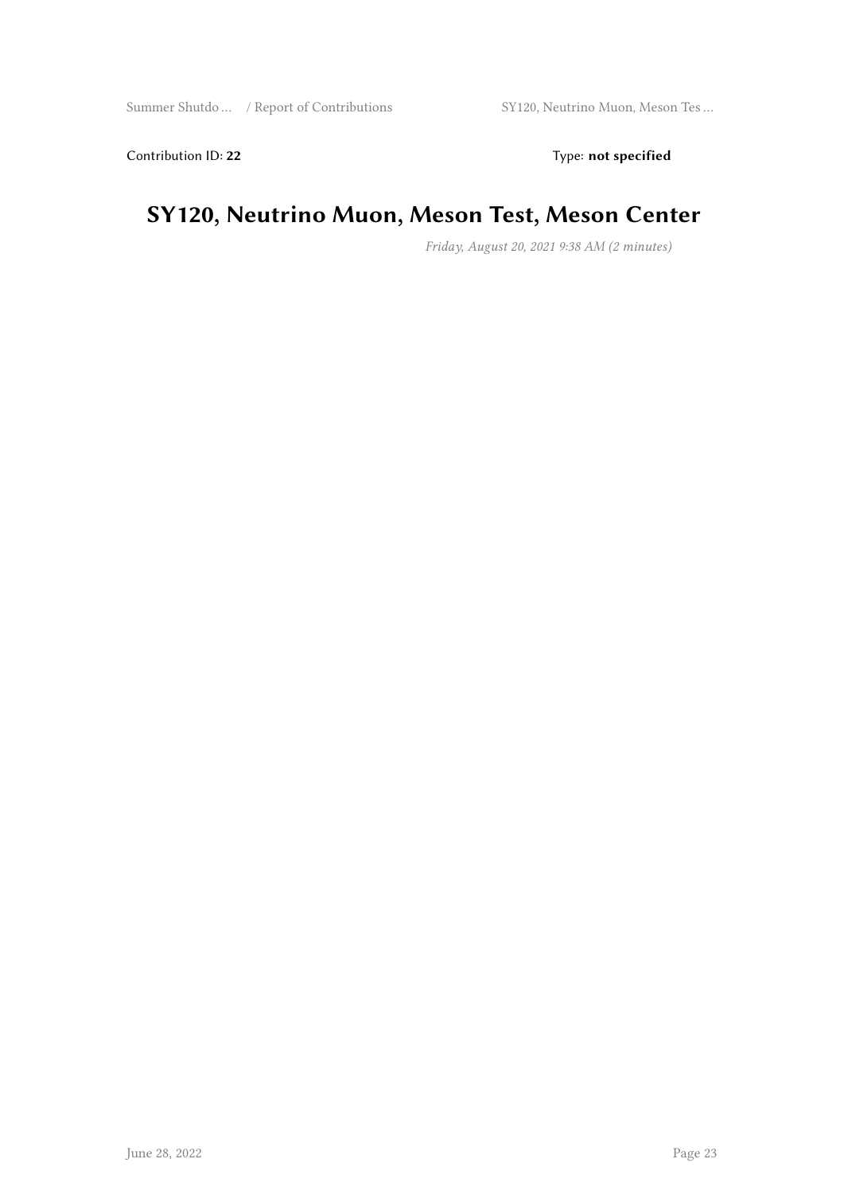Contribution ID: **22** Type: **not specified**

# SY120, Neutrino Muon, Meson Test, Meson Center

*Friday, August 20, 2021 9:38 AM (2 minutes)*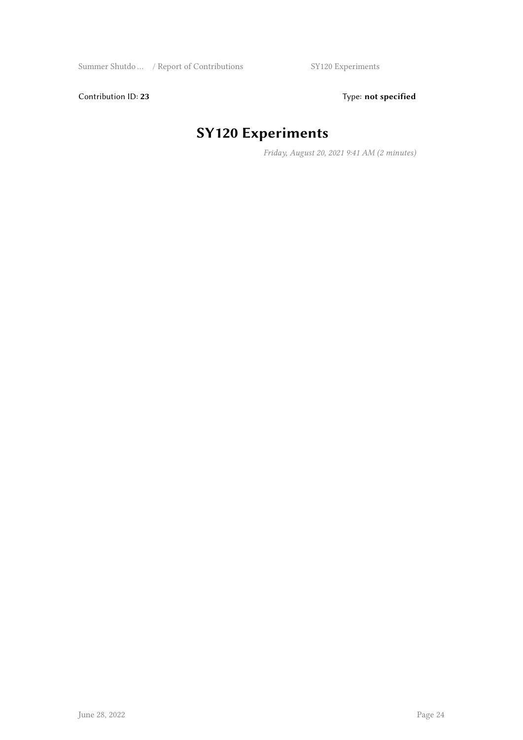Contribution ID: **23** Type: **not specified**

# SY120 Experiments

*Friday, August 20, 2021 9:41 AM (2 minutes)*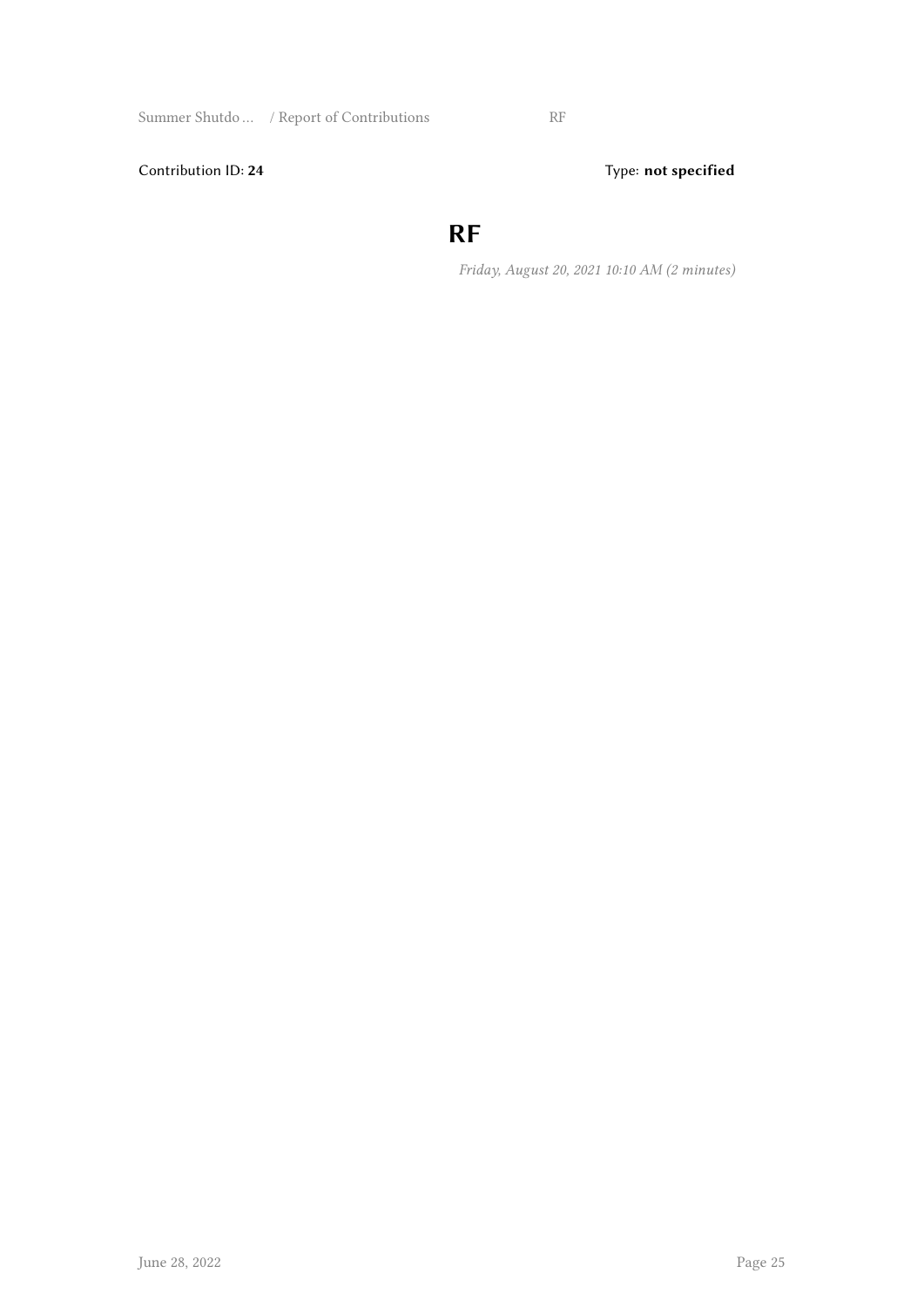Contribution ID: **24** Type: **not specified**

# RF

*Friday, August 20, 2021 10:10 AM (2 minutes)*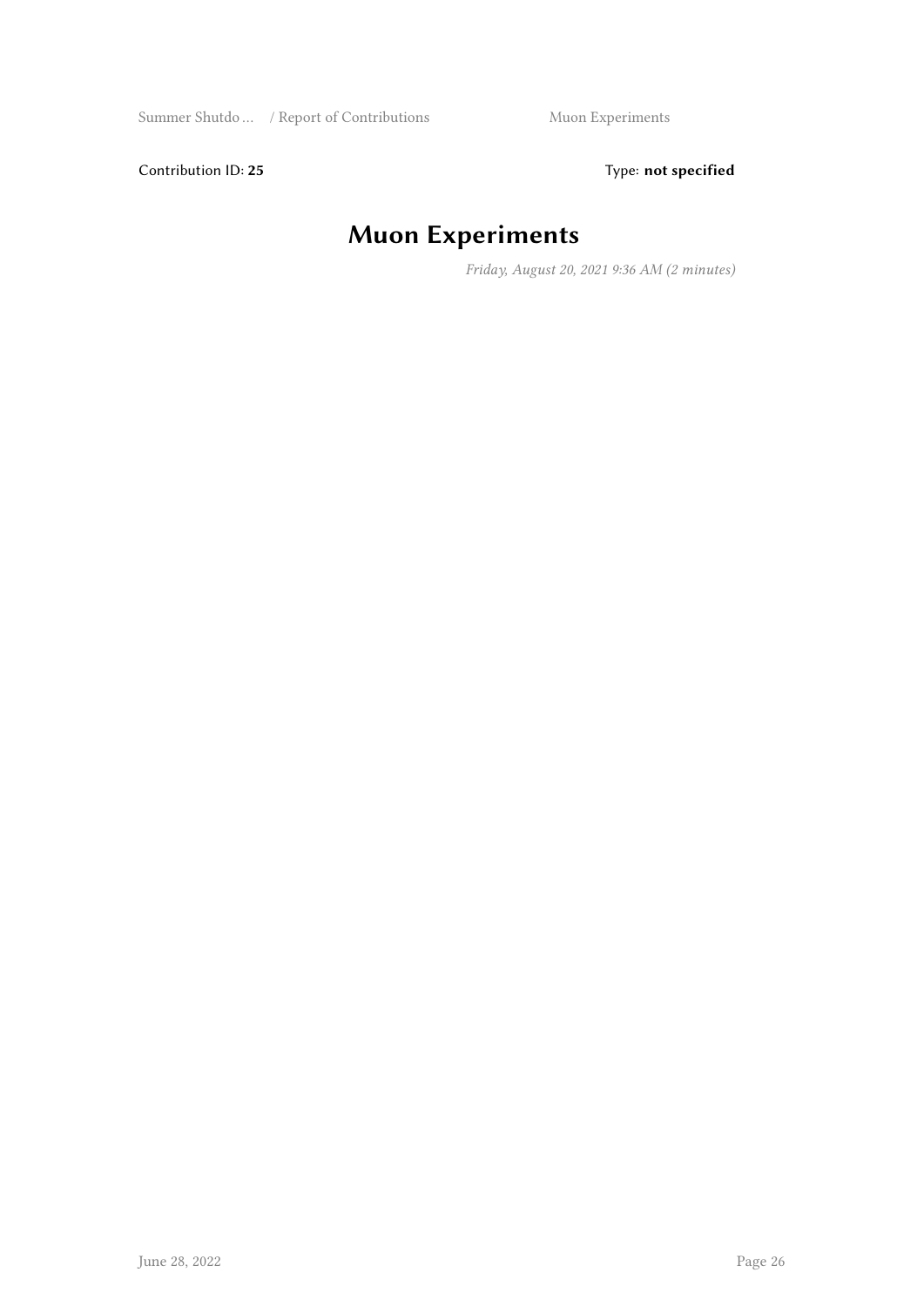Contribution ID: **25** Type: **not specified**

# Muon Experiments

*Friday, August 20, 2021 9:36 AM (2 minutes)*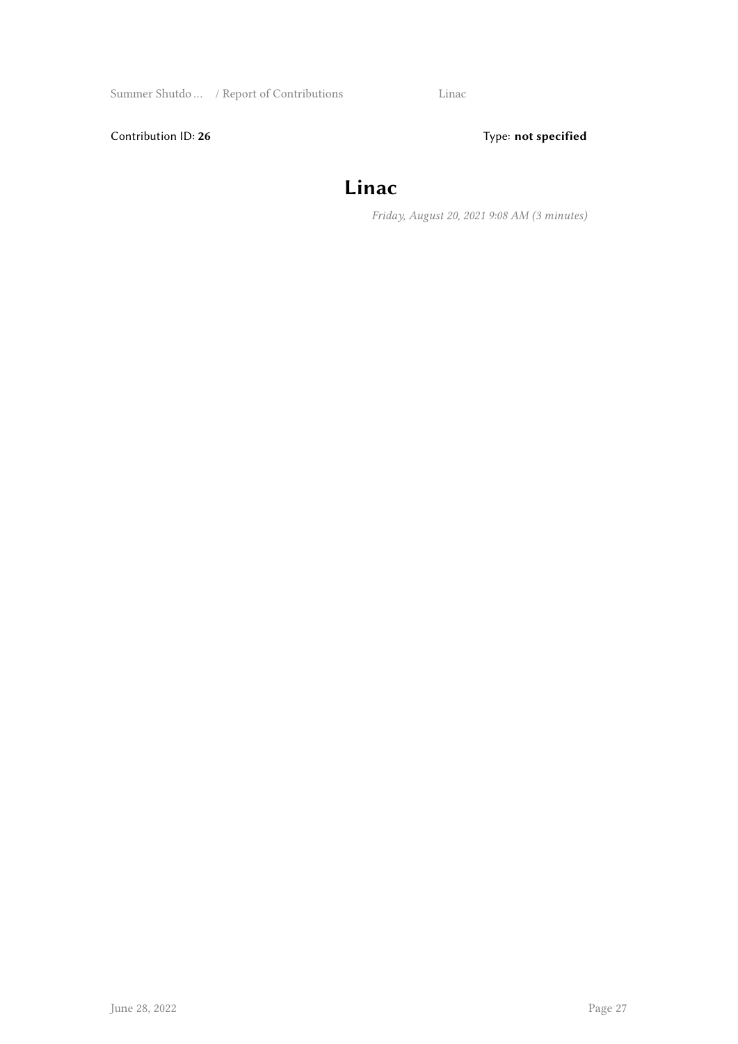Contribution ID: **26**

Type: **not specified**

# Linac

*Friday, August 20, 2021 9:08 AM (3 minutes)*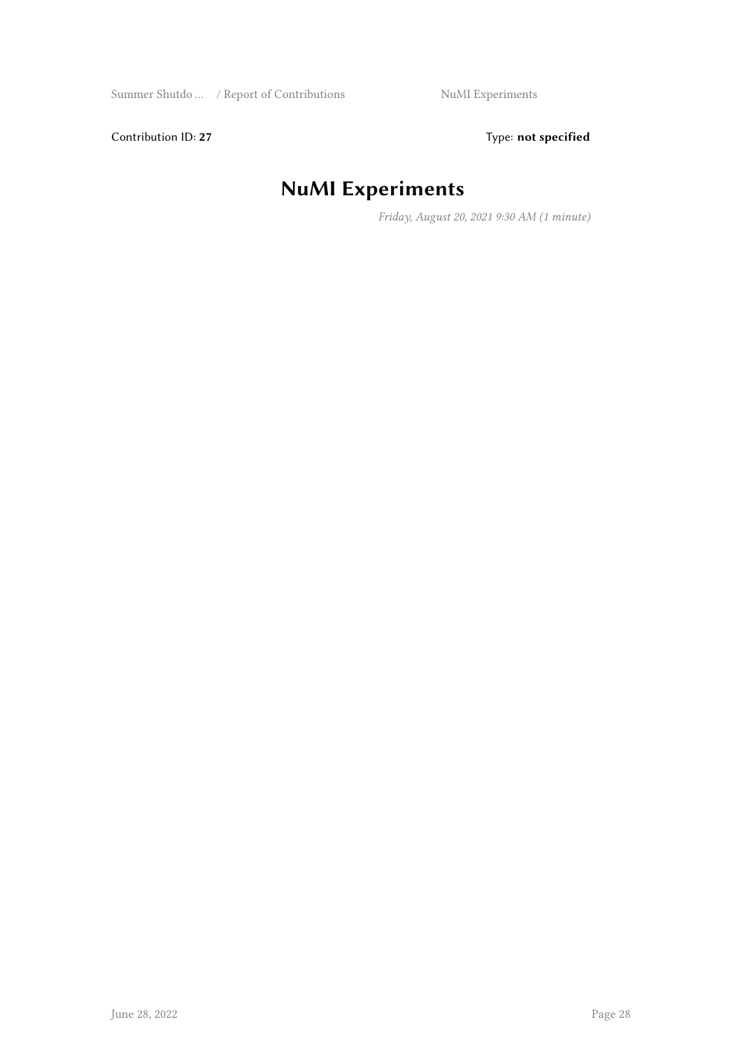Contribution ID: **27** Type: **not specified**

# NuMI Experiments

*Friday, August 20, 2021 9:30 AM (1 minute)*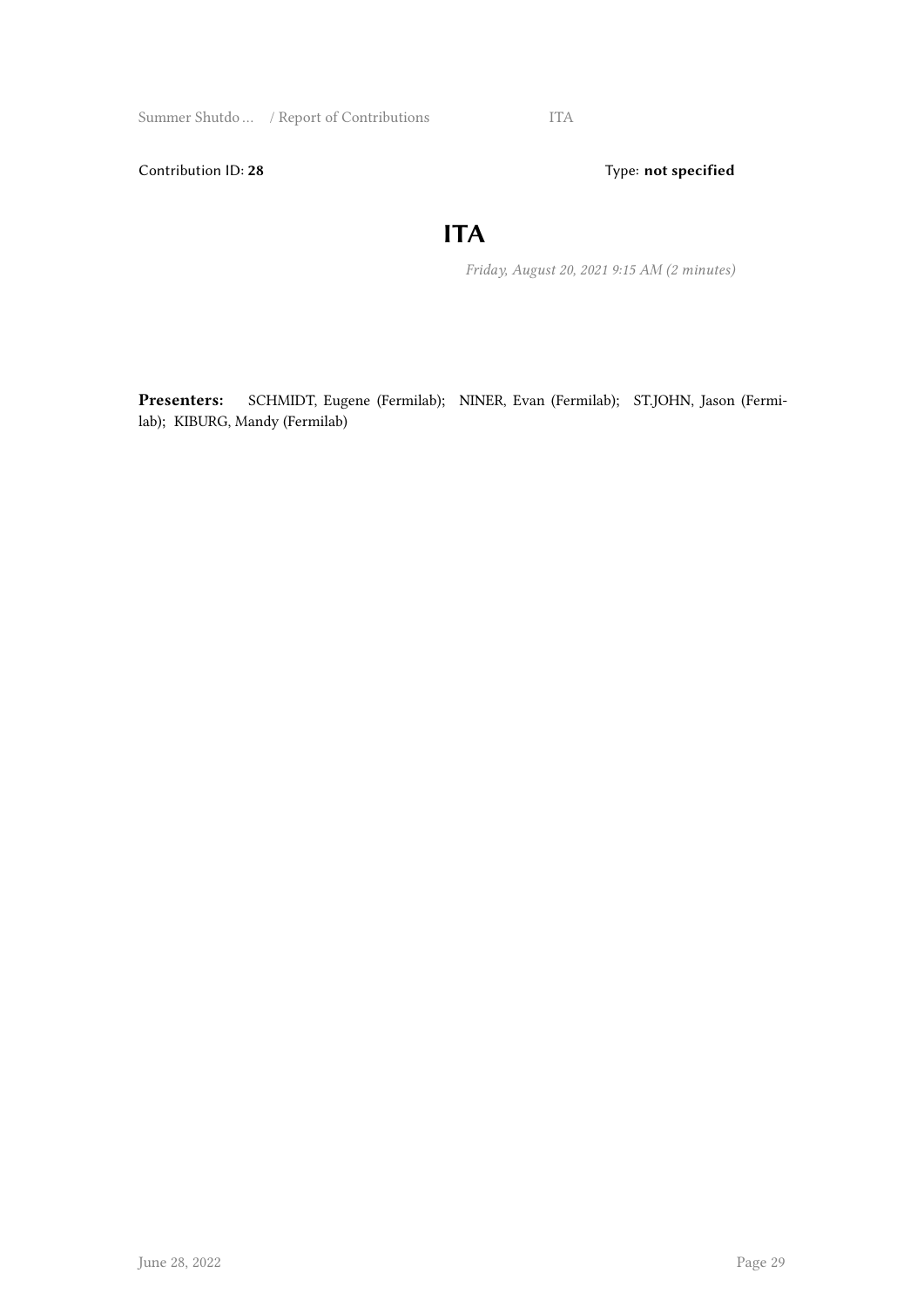Contribution ID: **28** Type: **not specified**

# ITA

*Friday, August 20, 2021 9:15 AM (2 minutes)*

**Presenters:** SCHMIDT, Eugene (Fermilab); NINER, Evan (Fermilab); ST.JOHN, Jason (Fermilab); KIBURG, Mandy (Fermilab)